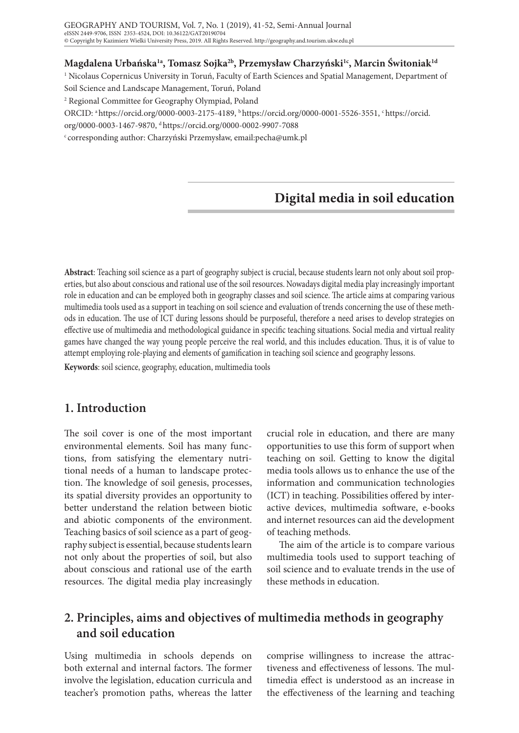Magdalena Urbańska[1a], Tomasz Sojka[2b], Przemysław Charzyński[1c], Marcin Świtoniak[1d]

[1] Nicolaus Copernicus University in Toruń, Faculty of Earth Sciences and Spatial Management, Department of Soil Science and Landscape Management, Toruń, Poland

[2] Regional Committee for Geography Olympiad, Poland

ORCID: [a] https://orcid.org/0000-0003-2175-4189, [b] https://orcid.org/0000-0001-5526-3551, [c] https://orcid.org/0000-0003-1467-9870, [d] https://orcid.org/0000-0002-9907-7088

[c] corresponding author: Charzyński Przemysław, email:pecha@umk.pl

# Digital media in soil education

**Abstract**: Teaching soil science as a part of geography subject is crucial, because students learn not only about soil properties, but also about conscious and rational use of the soil resources. Nowadays digital media play increasingly important role in education and can be employed both in geography classes and soil science. The article aims at comparing various multimedia tools used as a support in teaching on soil science and evaluation of trends concerning the use of these methods in education. The use of ICT during lessons should be purposeful, therefore a need arises to develop strategies on effective use of multimedia and methodological guidance in specific teaching situations. Social media and virtual reality games have changed the way young people perceive the real world, and this includes education. Thus, it is of value to attempt employing role-playing and elements of gamification in teaching soil science and geography lessons.

**Keywords**: soil science, geography, education, multimedia tools

## 1. Introduction

The soil cover is one of the most important environmental elements. Soil has many functions, from satisfying the elementary nutritional needs of a human to landscape protection. The knowledge of soil genesis, processes, its spatial diversity provides an opportunity to better understand the relation between biotic and abiotic components of the environment. Teaching basics of soil science as a part of geography subject is essential, because students learn not only about the properties of soil, but also about conscious and rational use of the earth resources. The digital media play increasingly crucial role in education, and there are many opportunities to use this form of support when teaching on soil. Getting to know the digital media tools allows us to enhance the use of the information and communication technologies (ICT) in teaching. Possibilities offered by interactive devices, multimedia software, e-books and internet resources can aid the development of teaching methods.

The aim of the article is to compare various multimedia tools used to support teaching of soil science and to evaluate trends in the use of these methods in education.

## 2. Principles, aims and objectives of multimedia methods in geography and soil education

Using multimedia in schools depends on both external and internal factors. The former involve the legislation, education curricula and teacher's promotion paths, whereas the latter comprise willingness to increase the attractiveness and effectiveness of lessons. The multimedia effect is understood as an increase in the effectiveness of the learning and teaching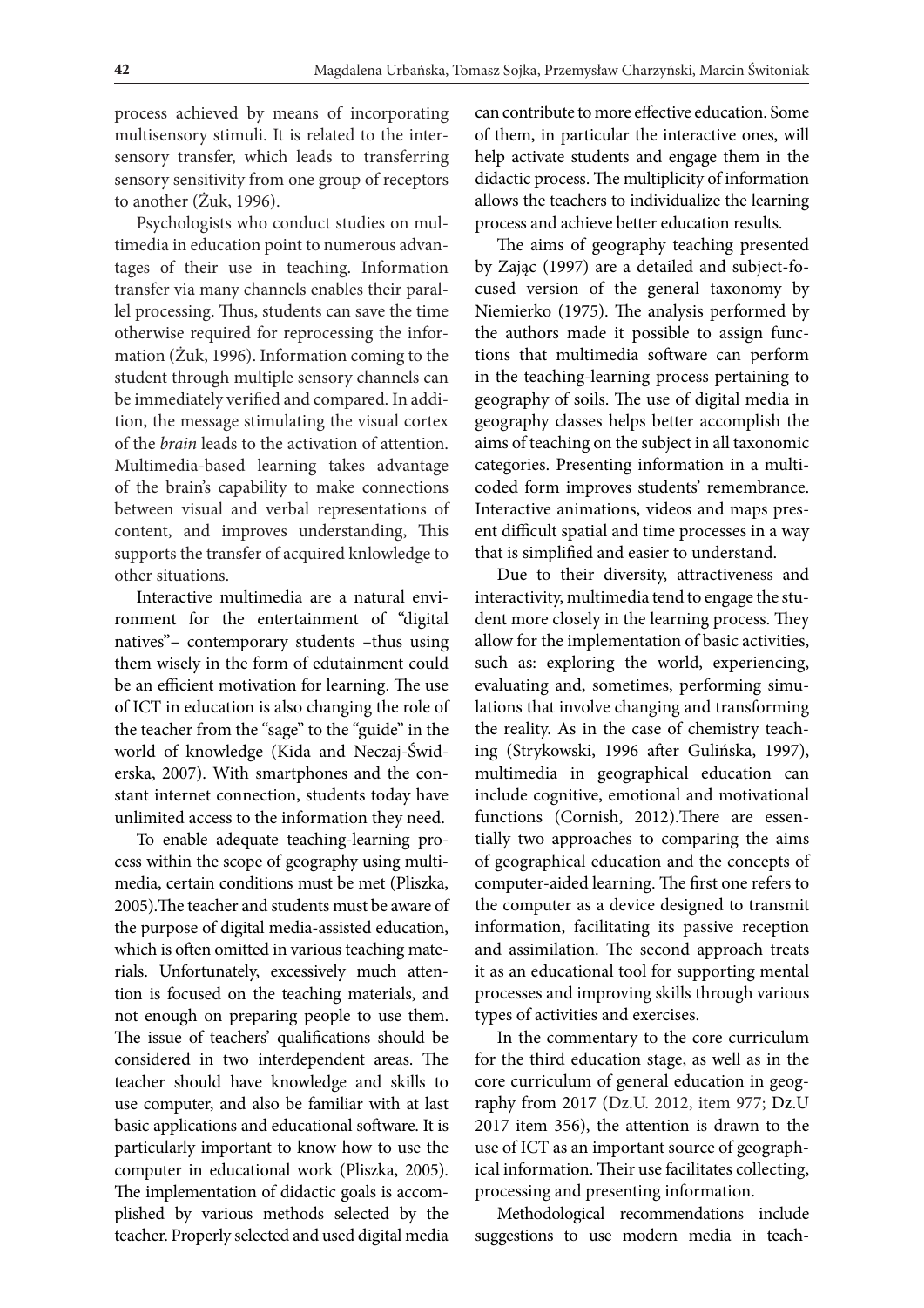process achieved by means of incorporating multisensory stimuli. It is related to the intersensory transfer, which leads to transferring sensory sensitivity from one group of receptors to another (Żuk, 1996).

Psychologists who conduct studies on multimedia in education point to numerous advantages of their use in teaching. Information transfer via many channels enables their parallel processing. Thus, students can save the time otherwise required for reprocessing the information (Żuk, 1996). Information coming to the student through multiple sensory channels can be immediately verified and compared. In addition, the message stimulating the visual cortex of the *brain* leads to the activation of attention. Multimedia-based learning takes advantage of the brain's capability to make connections between visual and verbal representations of content, and improves understanding, This supports the transfer of acquired knlowledge to other situations.

Interactive multimedia are a natural environment for the entertainment of "digital natives"– contemporary students –thus using them wisely in the form of edutainment could be an efficient motivation for learning. The use of ICT in education is also changing the role of the teacher from the "sage" to the "guide" in the world of knowledge (Kida and Neczaj-Świderska, 2007). With smartphones and the constant internet connection, students today have unlimited access to the information they need.

To enable adequate teaching-learning process within the scope of geography using multimedia, certain conditions must be met (Pliszka, 2005).The teacher and students must be aware of the purpose of digital media-assisted education, which is often omitted in various teaching materials. Unfortunately, excessively much attention is focused on the teaching materials, and not enough on preparing people to use them. The issue of teachers' qualifications should be considered in two interdependent areas. The teacher should have knowledge and skills to use computer, and also be familiar with at last basic applications and educational software. It is particularly important to know how to use the computer in educational work (Pliszka, 2005). The implementation of didactic goals is accomplished by various methods selected by the teacher. Properly selected and used digital media can contribute to more effective education. Some of them, in particular the interactive ones, will help activate students and engage them in the didactic process. The multiplicity of information allows the teachers to individualize the learning process and achieve better education results.

The aims of geography teaching presented by Zając (1997) are a detailed and subject-focused version of the general taxonomy by Niemierko (1975). The analysis performed by the authors made it possible to assign functions that multimedia software can perform in the teaching-learning process pertaining to geography of soils. The use of digital media in geography classes helps better accomplish the aims of teaching on the subject in all taxonomic categories. Presenting information in a multicoded form improves students' remembrance. Interactive animations, videos and maps present difficult spatial and time processes in a way that is simplified and easier to understand.

Due to their diversity, attractiveness and interactivity, multimedia tend to engage the student more closely in the learning process. They allow for the implementation of basic activities, such as: exploring the world, experiencing, evaluating and, sometimes, performing simulations that involve changing and transforming the reality. As in the case of chemistry teaching (Strykowski, 1996 after Gulińska, 1997), multimedia in geographical education can include cognitive, emotional and motivational functions (Cornish, 2012).There are essentially two approaches to comparing the aims of geographical education and the concepts of computer-aided learning. The first one refers to the computer as a device designed to transmit information, facilitating its passive reception and assimilation. The second approach treats it as an educational tool for supporting mental processes and improving skills through various types of activities and exercises.

In the commentary to the core curriculum for the third education stage, as well as in the core curriculum of general education in geography from 2017 (Dz.U. 2012, item 977; Dz.U 2017 item 356), the attention is drawn to the use of ICT as an important source of geographical information. Their use facilitates collecting, processing and presenting information.

Methodological recommendations include suggestions to use modern media in teach-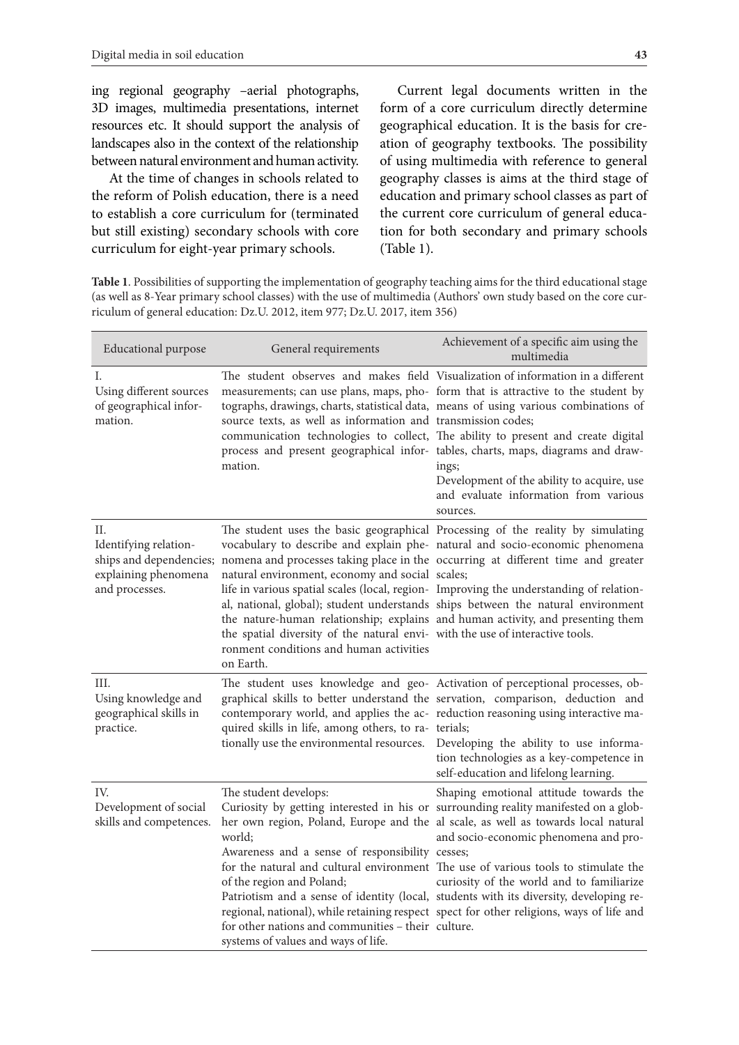ing regional geography –aerial photographs, 3D images, multimedia presentations, internet resources etc. It should support the analysis of landscapes also in the context of the relationship between natural environment and human activity.

At the time of changes in schools related to the reform of Polish education, there is a need to establish a core curriculum for (terminated but still existing) secondary schools with core curriculum for eight-year primary schools.

Current legal documents written in the form of a core curriculum directly determine geographical education. It is the basis for creation of geography textbooks. The possibility of using multimedia with reference to general geography classes is aims at the third stage of education and primary school classes as part of the current core curriculum of general education for both secondary and primary schools (Table 1).

**Table 1**. Possibilities of supporting the implementation of geography teaching aims for the third educational stage (as well as 8-Year primary school classes) with the use of multimedia (Authors' own study based on the core curriculum of general education: Dz.U. 2012, item 977; Dz.U. 2017, item 356)

| Educational purpose | General requirements | Achievement of a specific aim using the multimedia |
|---|---|---|
| I. Using different sources of geographical information. | The student observes and makes field measurements; can use plans, maps, photographs, drawings, charts, statistical data, source texts, as well as information and communication technologies to collect, process and present geographical information. | Visualization of information in a different form that is attractive to the student by means of using various combinations of transmission codes; The ability to present and create digital tables, charts, maps, diagrams and drawings; Development of the ability to acquire, use and evaluate information from various sources. |
| II. Identifying relationships and dependencies; explaining phenomena and processes. | The student uses the basic geographical vocabulary to describe and explain phenomena and processes taking place in the natural environment, economy and social life in various spatial scales (local, regional, national, global); student understands the nature-human relationship; explains the spatial diversity of the natural environment conditions and human activities on Earth. | Processing of the reality by simulating natural and socio-economic phenomena occurring at different time and greater scales; Improving the understanding of relationships between the natural environment and human activity, and presenting them with the use of interactive tools. |
| III. Using knowledge and geographical skills in practice. | The student uses knowledge and geographical skills to better understand the contemporary world, and applies the acquired skills in life, among others, to rationally use the environmental resources. | Activation of perceptional processes, observation, comparison, deduction and reduction reasoning using interactive materials; Developing the ability to use information technologies as a key-competence in self-education and lifelong learning. |
| IV. Development of social skills and competences. | The student develops: Curiosity by getting interested in his or her own region, Poland, Europe and the world; Awareness and a sense of responsibility for the natural and cultural environment of the region and Poland; Patriotism and a sense of identity (local, regional, national), while retaining respect for other nations and communities – their systems of values and ways of life. | Shaping emotional attitude towards the surrounding reality manifested on a global scale, as well as towards local natural and socio-economic phenomena and processes; The use of various tools to stimulate the curiosity of the world and to familiarize students with its diversity, developing respect for other religions, ways of life and culture. |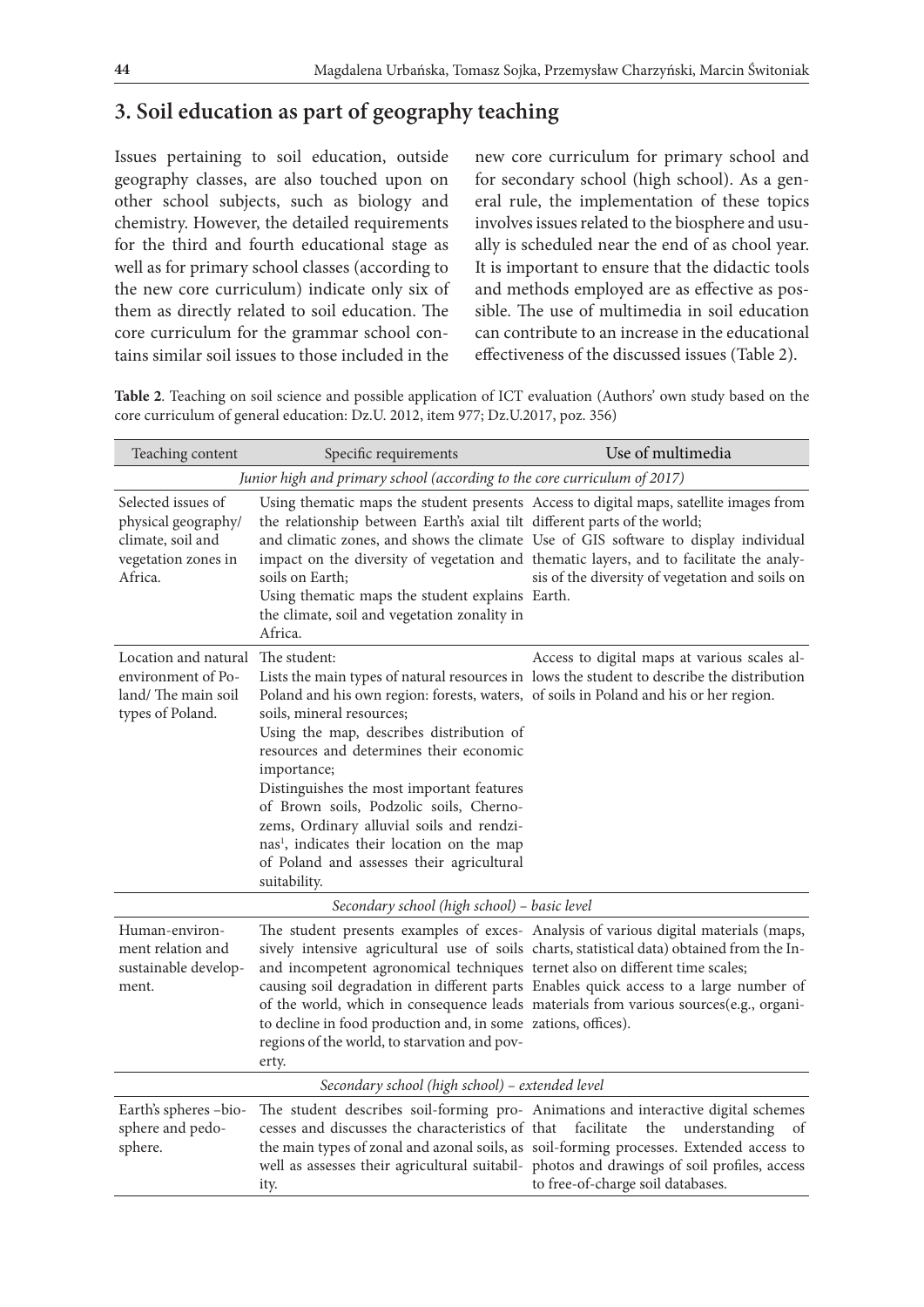## 3. Soil education as part of geography teaching

Issues pertaining to soil education, outside geography classes, are also touched upon on other school subjects, such as biology and chemistry. However, the detailed requirements for the third and fourth educational stage as well as for primary school classes (according to the new core curriculum) indicate only six of them as directly related to soil education. The core curriculum for the grammar school contains similar soil issues to those included in the new core curriculum for primary school and for secondary school (high school). As a general rule, the implementation of these topics involves issues related to the biosphere and usually is scheduled near the end of as chool year. It is important to ensure that the didactic tools and methods employed are as effective as possible. The use of multimedia in soil education can contribute to an increase in the educational effectiveness of the discussed issues (Table 2).

**Table 2**. Teaching on soil science and possible application of ICT evaluation (Authors' own study based on the core curriculum of general education: Dz.U. 2012, item 977; Dz.U.2017, poz. 356)

| Teaching content | Specific requirements | Use of multimedia |
|---|---|---|
| *Junior high and primary school (according to the core curriculum of 2017)* | | |
| Selected issues of physical geography/ climate, soil and vegetation zones in Africa. | Using thematic maps the student presents the relationship between Earth's axial tilt and climatic zones, and shows the climate impact on the diversity of vegetation and soils on Earth; Using thematic maps the student explains the climate, soil and vegetation zonality in Africa. | Access to digital maps, satellite images from different parts of the world; Use of GIS software to display individual thematic layers, and to facilitate the analysis of the diversity of vegetation and soils on Earth. |
| Location and natural environment of Poland/ The main soil types of Poland. | The student: Lists the main types of natural resources in Poland and his own region: forests, waters, soils, mineral resources; Using the map, describes distribution of resources and determines their economic importance; Distinguishes the most important features of Brown soils, Podzolic soils, Chernozems, Ordinary alluvial soils and rendzinas[1], indicates their location on the map of Poland and assesses their agricultural suitability. | Access to digital maps at various scales allows the student to describe the distribution of soils in Poland and his or her region. |
| *Secondary school (high school) – basic level* | | |
| Human-environment relation and sustainable development. | The student presents examples of excessively intensive agricultural use of soils and incompetent agronomical techniques causing soil degradation in different parts of the world, which in consequence leads to decline in food production and, in some regions of the world, to starvation and poverty. | Analysis of various digital materials (maps, charts, statistical data) obtained from the Internet also on different time scales; Enables quick access to a large number of materials from various sources(e.g., organizations, offices). |
| *Secondary school (high school) – extended level* | | |
| Earth's spheres –biosphere and pedosphere. | The student describes soil-forming processes and discusses the characteristics of the main types of zonal and azonal soils, as well as assesses their agricultural suitability. | Animations and interactive digital schemes that facilitate the understanding of soil-forming processes. Extended access to photos and drawings of soil profiles, access to free-of-charge soil databases. |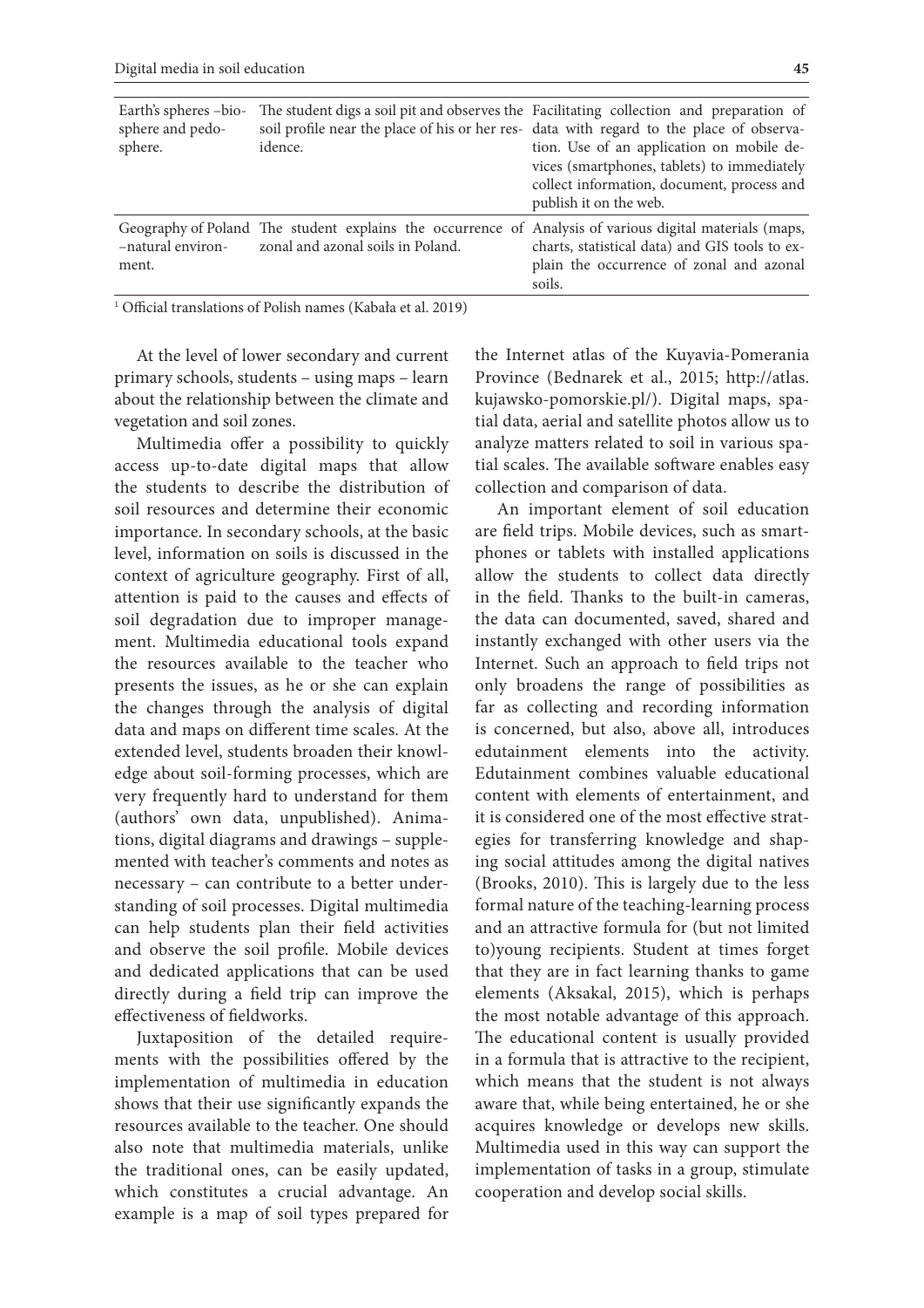| Earth's spheres –biosphere and pedosphere. | The student digs a soil pit and observes the soil profile near the place of his or her residence. | Facilitating collection and preparation of data with regard to the place of observation. Use of an application on mobile devices (smartphones, tablets) to immediately collect information, document, process and publish it on the web. |
|---|---|---|
| Geography of Poland –natural environment. | The student explains the occurrence of zonal and azonal soils in Poland. | Analysis of various digital materials (maps, charts, statistical data) and GIS tools to explain the occurrence of zonal and azonal soils. |

[1] Official translations of Polish names (Kabała et al. 2019)

At the level of lower secondary and current primary schools, students – using maps – learn about the relationship between the climate and vegetation and soil zones.

Multimedia offer a possibility to quickly access up-to-date digital maps that allow the students to describe the distribution of soil resources and determine their economic importance. In secondary schools, at the basic level, information on soils is discussed in the context of agriculture geography. First of all, attention is paid to the causes and effects of soil degradation due to improper management. Multimedia educational tools expand the resources available to the teacher who presents the issues, as he or she can explain the changes through the analysis of digital data and maps on different time scales. At the extended level, students broaden their knowledge about soil-forming processes, which are very frequently hard to understand for them (authors' own data, unpublished). Animations, digital diagrams and drawings – supplemented with teacher's comments and notes as necessary – can contribute to a better understanding of soil processes. Digital multimedia can help students plan their field activities and observe the soil profile. Mobile devices and dedicated applications that can be used directly during a field trip can improve the effectiveness of fieldworks.

Juxtaposition of the detailed requirements with the possibilities offered by the implementation of multimedia in education shows that their use significantly expands the resources available to the teacher. One should also note that multimedia materials, unlike the traditional ones, can be easily updated, which constitutes a crucial advantage. An example is a map of soil types prepared for the Internet atlas of the Kuyavia-Pomerania Province (Bednarek et al., 2015; http://atlas.kujawsko-pomorskie.pl/). Digital maps, spatial data, aerial and satellite photos allow us to analyze matters related to soil in various spatial scales. The available software enables easy collection and comparison of data.

An important element of soil education are field trips. Mobile devices, such as smartphones or tablets with installed applications allow the students to collect data directly in the field. Thanks to the built-in cameras, the data can documented, saved, shared and instantly exchanged with other users via the Internet. Such an approach to field trips not only broadens the range of possibilities as far as collecting and recording information is concerned, but also, above all, introduces edutainment elements into the activity. Edutainment combines valuable educational content with elements of entertainment, and it is considered one of the most effective strategies for transferring knowledge and shaping social attitudes among the digital natives (Brooks, 2010). This is largely due to the less formal nature of the teaching-learning process and an attractive formula for (but not limited to)young recipients. Student at times forget that they are in fact learning thanks to game elements (Aksakal, 2015), which is perhaps the most notable advantage of this approach. The educational content is usually provided in a formula that is attractive to the recipient, which means that the student is not always aware that, while being entertained, he or she acquires knowledge or develops new skills. Multimedia used in this way can support the implementation of tasks in a group, stimulate cooperation and develop social skills.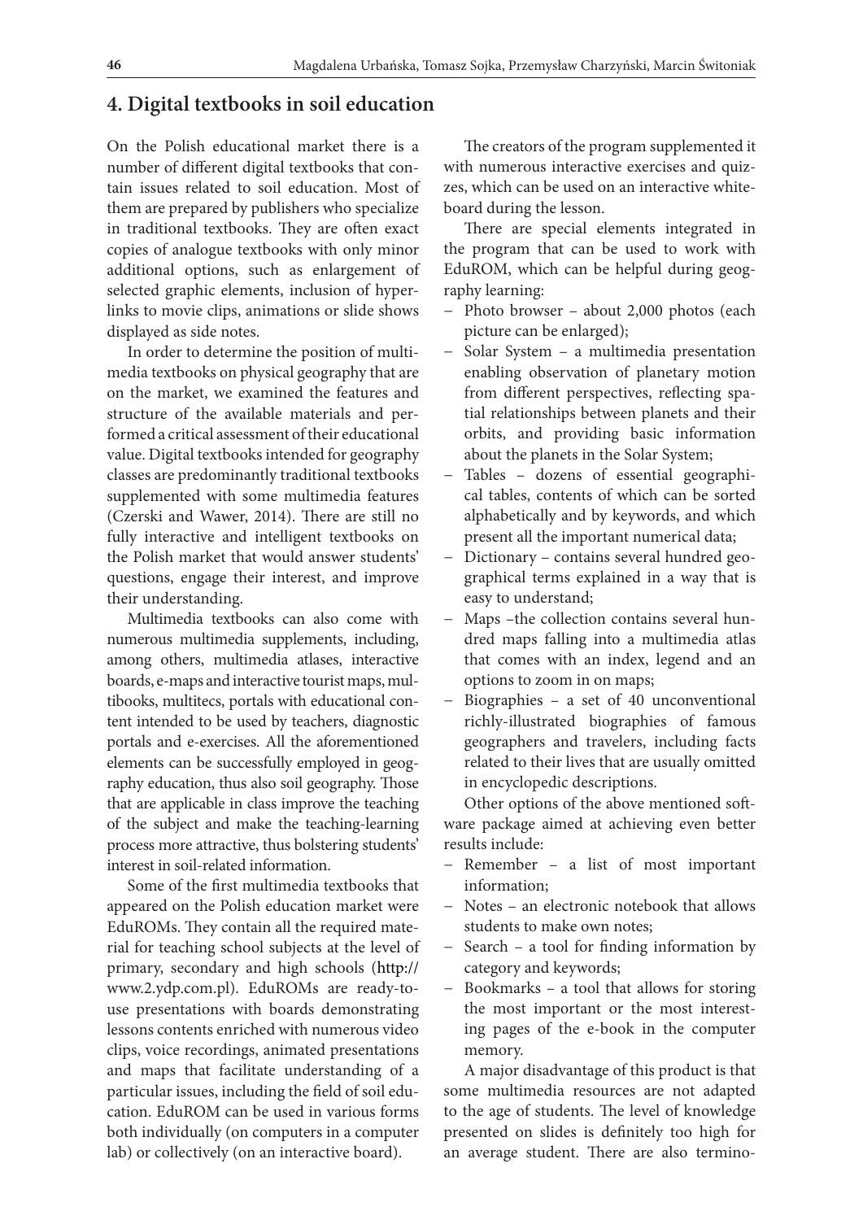## 4. Digital textbooks in soil education

On the Polish educational market there is a number of different digital textbooks that contain issues related to soil education. Most of them are prepared by publishers who specialize in traditional textbooks. They are often exact copies of analogue textbooks with only minor additional options, such as enlargement of selected graphic elements, inclusion of hyperlinks to movie clips, animations or slide shows displayed as side notes.

In order to determine the position of multimedia textbooks on physical geography that are on the market, we examined the features and structure of the available materials and performed a critical assessment of their educational value. Digital textbooks intended for geography classes are predominantly traditional textbooks supplemented with some multimedia features (Czerski and Wawer, 2014). There are still no fully interactive and intelligent textbooks on the Polish market that would answer students' questions, engage their interest, and improve their understanding.

Multimedia textbooks can also come with numerous multimedia supplements, including, among others, multimedia atlases, interactive boards, e-maps and interactive tourist maps, multibooks, multitecs, portals with educational content intended to be used by teachers, diagnostic portals and e-exercises. All the aforementioned elements can be successfully employed in geography education, thus also soil geography. Those that are applicable in class improve the teaching of the subject and make the teaching-learning process more attractive, thus bolstering students' interest in soil-related information.

Some of the first multimedia textbooks that appeared on the Polish education market were EduROMs. They contain all the required material for teaching school subjects at the level of primary, secondary and high schools (http://www.2.ydp.com.pl). EduROMs are ready-to-use presentations with boards demonstrating lessons contents enriched with numerous video clips, voice recordings, animated presentations and maps that facilitate understanding of a particular issues, including the field of soil education. EduROM can be used in various forms both individually (on computers in a computer lab) or collectively (on an interactive board).

The creators of the program supplemented it with numerous interactive exercises and quizzes, which can be used on an interactive whiteboard during the lesson.

There are special elements integrated in the program that can be used to work with EduROM, which can be helpful during geography learning:

- Photo browser – about 2,000 photos (each picture can be enlarged);
- Solar System – a multimedia presentation enabling observation of planetary motion from different perspectives, reflecting spatial relationships between planets and their orbits, and providing basic information about the planets in the Solar System;
- Tables – dozens of essential geographical tables, contents of which can be sorted alphabetically and by keywords, and which present all the important numerical data;
- Dictionary – contains several hundred geographical terms explained in a way that is easy to understand;
- Maps –the collection contains several hundred maps falling into a multimedia atlas that comes with an index, legend and an options to zoom in on maps;
- Biographies – a set of 40 unconventional richly-illustrated biographies of famous geographers and travelers, including facts related to their lives that are usually omitted in encyclopedic descriptions.

Other options of the above mentioned software package aimed at achieving even better results include:

- Remember – a list of most important information;
- Notes – an electronic notebook that allows students to make own notes;
- Search – a tool for finding information by category and keywords;
- Bookmarks – a tool that allows for storing the most important or the most interesting pages of the e-book in the computer memory.

A major disadvantage of this product is that some multimedia resources are not adapted to the age of students. The level of knowledge presented on slides is definitely too high for an average student. There are also termino-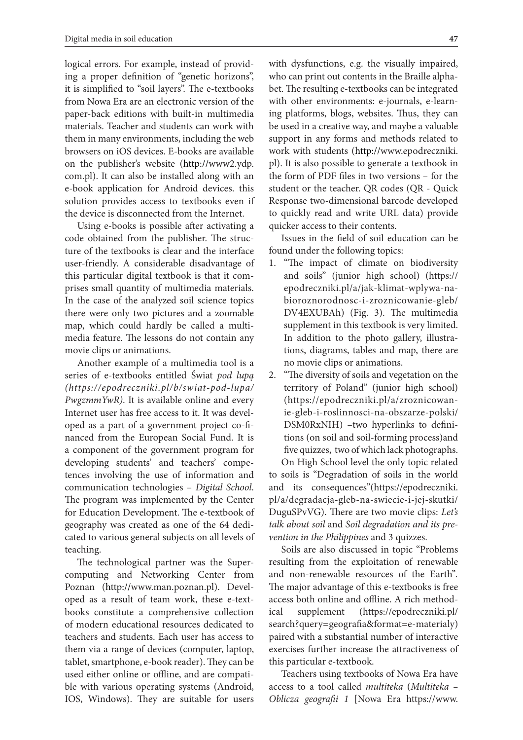logical errors. For example, instead of providing a proper definition of "genetic horizons", it is simplified to "soil layers". The e-textbooks from Nowa Era are an electronic version of the paper-back editions with built-in multimedia materials. Teacher and students can work with them in many environments, including the web browsers on iOS devices. E-books are available on the publisher's website (http://www2.ydp.com.pl). It can also be installed along with an e-book application for Android devices. this solution provides access to textbooks even if the device is disconnected from the Internet.

Using e-books is possible after activating a code obtained from the publisher. The structure of the textbooks is clear and the interface user-friendly. A considerable disadvantage of this particular digital textbook is that it comprises small quantity of multimedia materials. In the case of the analyzed soil science topics there were only two pictures and a zoomable map, which could hardly be called a multimedia feature. The lessons do not contain any movie clips or animations.

Another example of a multimedia tool is a series of e-textbooks entitled Świat *pod lupą (https://epodreczniki.pl/b/swiat-pod-lupa/PwgzmmYwR)*. It is available online and every Internet user has free access to it. It was developed as a part of a government project co-financed from the European Social Fund. It is a component of the government program for developing students' and teachers' competences involving the use of information and communication technologies – *Digital School.* The program was implemented by the Center for Education Development. The e-textbook of geography was created as one of the 64 dedicated to various general subjects on all levels of teaching.

The technological partner was the Supercomputing and Networking Center from Poznan (http://www.man.poznan.pl). Developed as a result of team work, these e-textbooks constitute a comprehensive collection of modern educational resources dedicated to teachers and students. Each user has access to them via a range of devices (computer, laptop, tablet, smartphone, e-book reader). They can be used either online or offline, and are compatible with various operating systems (Android, IOS, Windows). They are suitable for users with dysfunctions, e.g. the visually impaired, who can print out contents in the Braille alphabet. The resulting e-textbooks can be integrated with other environments: e-journals, e-learning platforms, blogs, websites. Thus, they can be used in a creative way, and maybe a valuable support in any forms and methods related to work with students (http://www.epodreczniki.pl). It is also possible to generate a textbook in the form of PDF files in two versions – for the student or the teacher. QR codes (QR - Quick Response two-dimensional barcode developed to quickly read and write URL data) provide quicker access to their contents.

Issues in the field of soil education can be found under the following topics:

1. "The impact of climate on biodiversity and soils" (junior high school) (https://epodreczniki.pl/a/jak-klimat-wplywa-na-bioroznorodnosc-i-zroznicowanie-gleb/DV4EXUBAh) (Fig. 3). The multimedia supplement in this textbook is very limited. In addition to the photo gallery, illustrations, diagrams, tables and map, there are no movie clips or animations.
2. "The diversity of soils and vegetation on the territory of Poland" (junior high school) (https://epodreczniki.pl/a/zroznicowanie-gleb-i-roslinnosci-na-obszarze-polski/DSM0RxNIH) –two hyperlinks to definitions (on soil and soil-forming process)and five quizzes, two of which lack photographs.

On High School level the only topic related to soils is "Degradation of soils in the world and its consequences"(https://epodreczniki.pl/a/degradacja-gleb-na-swiecie-i-jej-skutki/DuguSPvVG). There are two movie clips: *Let's talk about soil* and *Soil degradation and its prevention in the Philippines* and 3 quizzes.

Soils are also discussed in topic "Problems resulting from the exploitation of renewable and non-renewable resources of the Earth". The major advantage of this e-textbooks is free access both online and offline. A rich methodical supplement (https://epodreczniki.pl/search?query=geografia&format=e-materialy) paired with a substantial number of interactive exercises further increase the attractiveness of this particular e-textbook.

Teachers using textbooks of Nowa Era have access to a tool called *multiteka* (*Multiteka – Oblicza geografii 1* [Nowa Era https://www.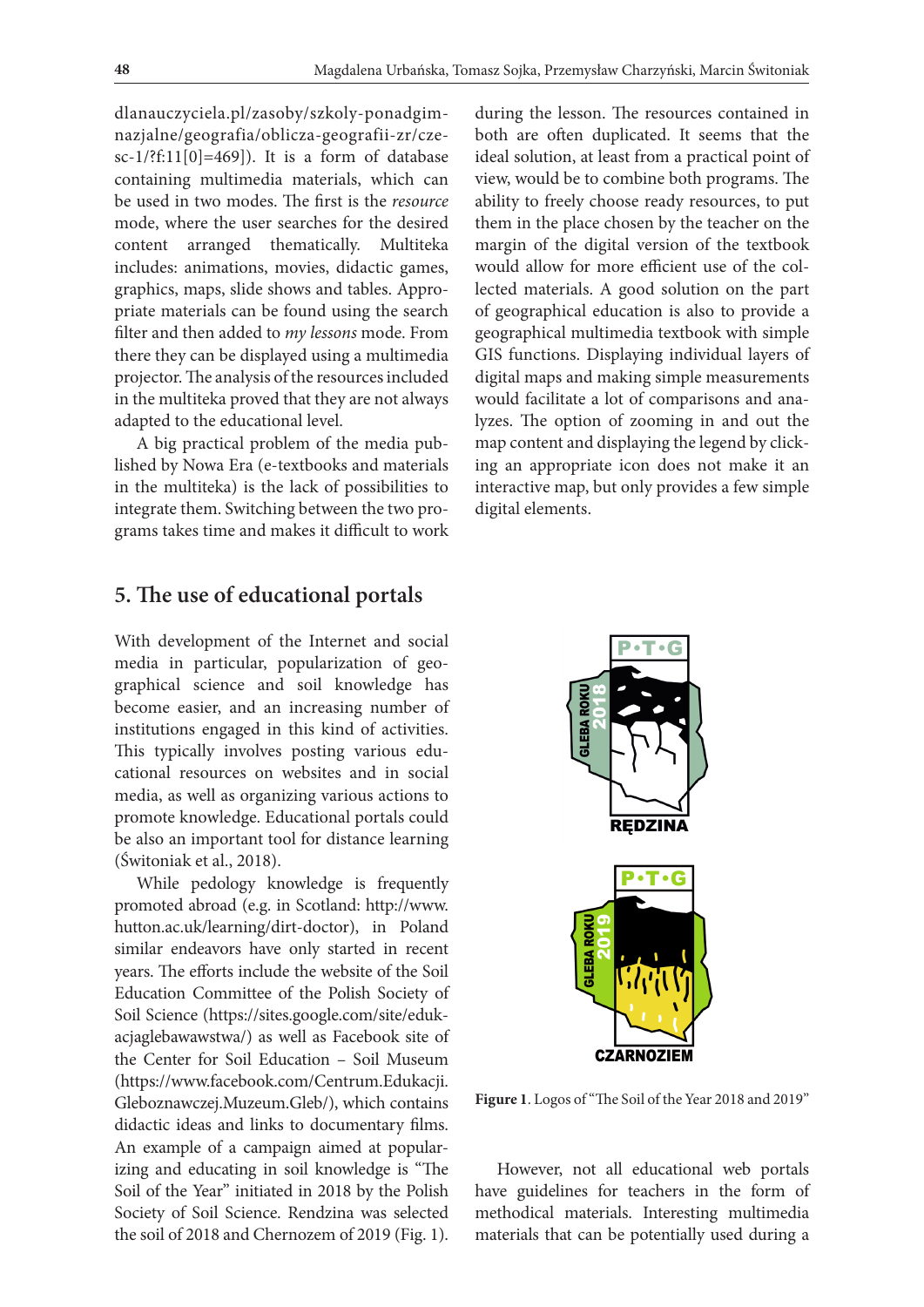dlanauczyciela.pl/zasoby/szkoly-ponadgimnazjalne/geografia/oblicza-geografii-zr/czesc-1/?f:11[0]=469]). It is a form of database containing multimedia materials, which can be used in two modes. The first is the *resource* mode, where the user searches for the desired content arranged thematically. Multiteka includes: animations, movies, didactic games, graphics, maps, slide shows and tables. Appropriate materials can be found using the search filter and then added to *my lessons* mode. From there they can be displayed using a multimedia projector. The analysis of the resources included in the multiteka proved that they are not always adapted to the educational level.

A big practical problem of the media published by Nowa Era (e-textbooks and materials in the multiteka) is the lack of possibilities to integrate them. Switching between the two programs takes time and makes it difficult to work during the lesson. The resources contained in both are often duplicated. It seems that the ideal solution, at least from a practical point of view, would be to combine both programs. The ability to freely choose ready resources, to put them in the place chosen by the teacher on the margin of the digital version of the textbook would allow for more efficient use of the collected materials. A good solution on the part of geographical education is also to provide a geographical multimedia textbook with simple GIS functions. Displaying individual layers of digital maps and making simple measurements would facilitate a lot of comparisons and analyzes. The option of zooming in and out the map content and displaying the legend by clicking an appropriate icon does not make it an interactive map, but only provides a few simple digital elements.

## 5. The use of educational portals

With development of the Internet and social media in particular, popularization of geographical science and soil knowledge has become easier, and an increasing number of institutions engaged in this kind of activities. This typically involves posting various educational resources on websites and in social media, as well as organizing various actions to promote knowledge. Educational portals could be also an important tool for distance learning (Świtoniak et al., 2018).

While pedology knowledge is frequently promoted abroad (e.g. in Scotland: http://www.hutton.ac.uk/learning/dirt-doctor), in Poland similar endeavors have only started in recent years. The efforts include the website of the Soil Education Committee of the Polish Society of Soil Science (https://sites.google.com/site/edukacjaglebawawstwa/) as well as Facebook site of the Center for Soil Education – Soil Museum (https://www.facebook.com/Centrum.Edukacji.Gleboznawczej.Muzeum.Gleb/), which contains didactic ideas and links to documentary films. An example of a campaign aimed at popularizing and educating in soil knowledge is "The Soil of the Year" initiated in 2018 by the Polish Society of Soil Science. Rendzina was selected the soil of 2018 and Chernozem of 2019 (Fig. 1).

**Figure 1**. Logos of "The Soil of the Year 2018 and 2019"

However, not all educational web portals have guidelines for teachers in the form of methodical materials. Interesting multimedia materials that can be potentially used during a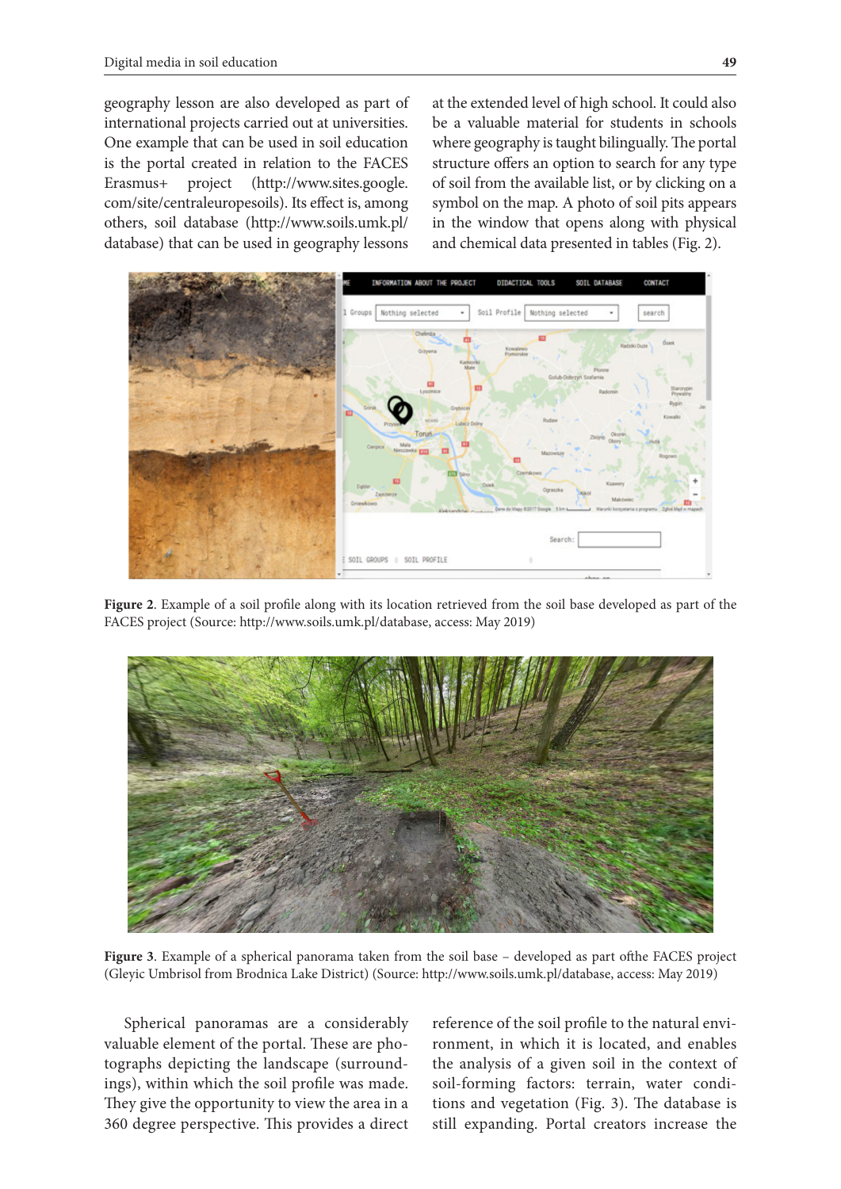geography lesson are also developed as part of international projects carried out at universities. One example that can be used in soil education is the portal created in relation to the FACES Erasmus+ project (http://www.sites.google.com/site/centraleuropesoils). Its effect is, among others, soil database (http://www.soils.umk.pl/database) that can be used in geography lessons at the extended level of high school. It could also be a valuable material for students in schools where geography is taught bilingually. The portal structure offers an option to search for any type of soil from the available list, or by clicking on a symbol on the map. A photo of soil pits appears in the window that opens along with physical and chemical data presented in tables (Fig. 2).

**Figure 2**. Example of a soil profile along with its location retrieved from the soil base developed as part of the FACES project (Source: http://www.soils.umk.pl/database, access: May 2019)

**Figure 3**. Example of a spherical panorama taken from the soil base – developed as part ofthe FACES project (Gleyic Umbrisol from Brodnica Lake District) (Source: http://www.soils.umk.pl/database, access: May 2019)

Spherical panoramas are a considerably valuable element of the portal. These are photographs depicting the landscape (surroundings), within which the soil profile was made. They give the opportunity to view the area in a 360 degree perspective. This provides a direct reference of the soil profile to the natural environment, in which it is located, and enables the analysis of a given soil in the context of soil-forming factors: terrain, water conditions and vegetation (Fig. 3). The database is still expanding. Portal creators increase the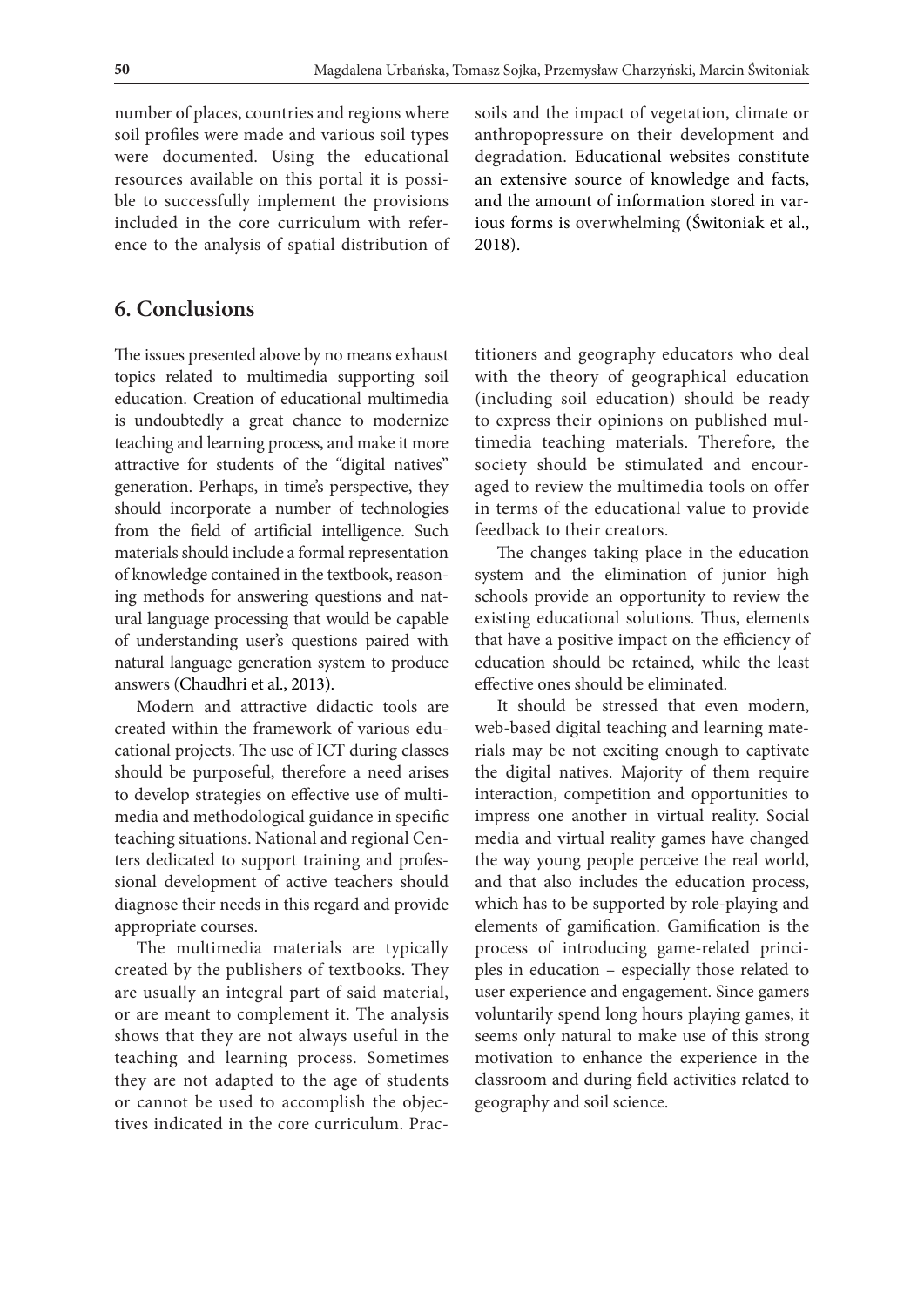number of places, countries and regions where soil profiles were made and various soil types were documented. Using the educational resources available on this portal it is possible to successfully implement the provisions included in the core curriculum with reference to the analysis of spatial distribution of soils and the impact of vegetation, climate or anthropopressure on their development and degradation. Educational websites constitute an extensive source of knowledge and facts, and the amount of information stored in various forms is overwhelming (Świtoniak et al., 2018).

## 6. Conclusions

The issues presented above by no means exhaust topics related to multimedia supporting soil education. Creation of educational multimedia is undoubtedly a great chance to modernize teaching and learning process, and make it more attractive for students of the "digital natives" generation. Perhaps, in time's perspective, they should incorporate a number of technologies from the field of artificial intelligence. Such materials should include a formal representation of knowledge contained in the textbook, reasoning methods for answering questions and natural language processing that would be capable of understanding user's questions paired with natural language generation system to produce answers (Chaudhri et al., 2013).

Modern and attractive didactic tools are created within the framework of various educational projects. The use of ICT during classes should be purposeful, therefore a need arises to develop strategies on effective use of multimedia and methodological guidance in specific teaching situations. National and regional Centers dedicated to support training and professional development of active teachers should diagnose their needs in this regard and provide appropriate courses.

The multimedia materials are typically created by the publishers of textbooks. They are usually an integral part of said material, or are meant to complement it. The analysis shows that they are not always useful in the teaching and learning process. Sometimes they are not adapted to the age of students or cannot be used to accomplish the objectives indicated in the core curriculum. Practitioners and geography educators who deal with the theory of geographical education (including soil education) should be ready to express their opinions on published multimedia teaching materials. Therefore, the society should be stimulated and encouraged to review the multimedia tools on offer in terms of the educational value to provide feedback to their creators.

The changes taking place in the education system and the elimination of junior high schools provide an opportunity to review the existing educational solutions. Thus, elements that have a positive impact on the efficiency of education should be retained, while the least effective ones should be eliminated.

It should be stressed that even modern, web-based digital teaching and learning materials may be not exciting enough to captivate the digital natives. Majority of them require interaction, competition and opportunities to impress one another in virtual reality. Social media and virtual reality games have changed the way young people perceive the real world, and that also includes the education process, which has to be supported by role-playing and elements of gamification. Gamification is the process of introducing game-related principles in education – especially those related to user experience and engagement. Since gamers voluntarily spend long hours playing games, it seems only natural to make use of this strong motivation to enhance the experience in the classroom and during field activities related to geography and soil science.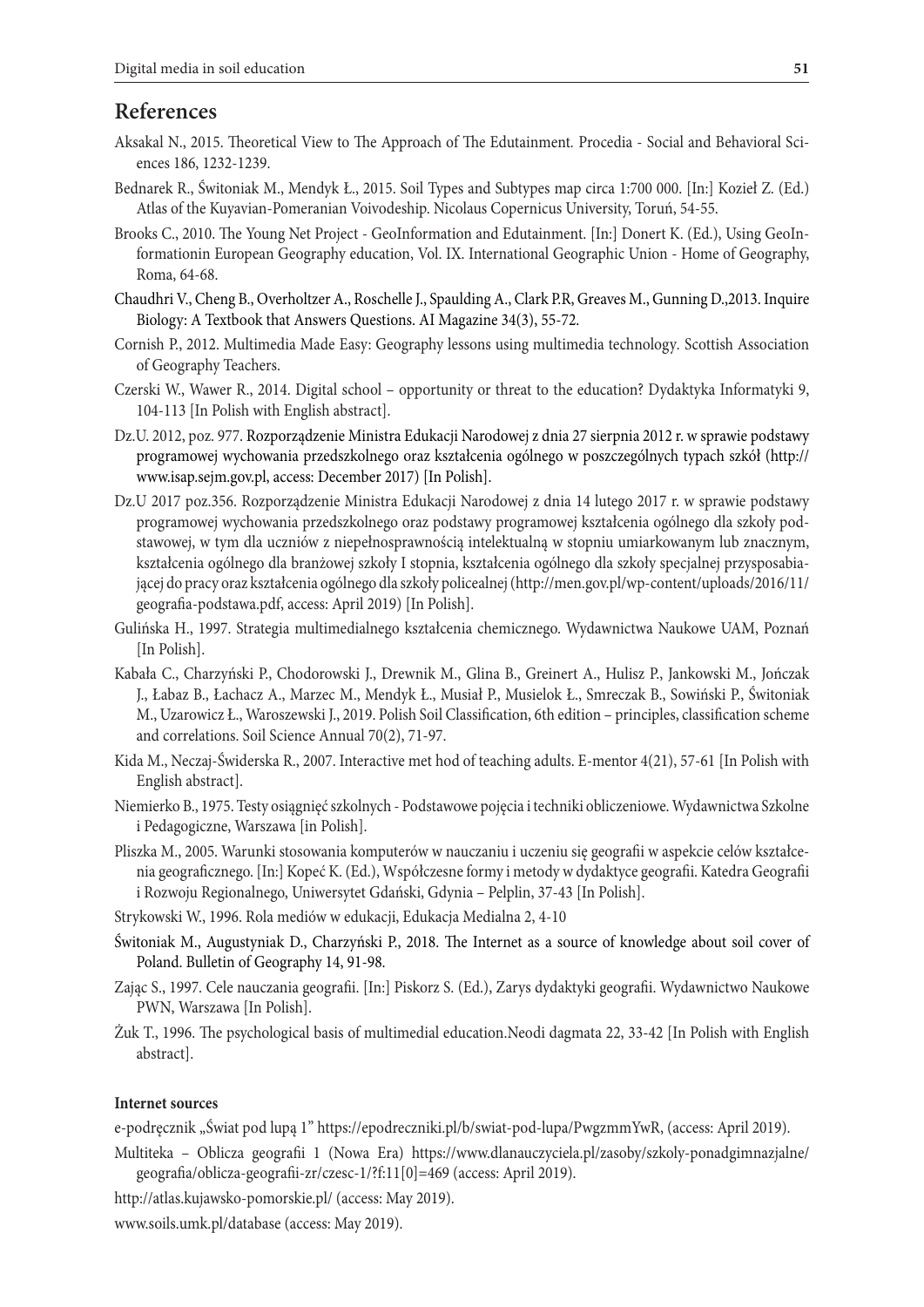## References

Aksakal N., 2015. Theoretical View to The Approach of The Edutainment. Procedia - Social and Behavioral Sciences 186, 1232-1239.

Bednarek R., Świtoniak M., Mendyk Ł., 2015. Soil Types and Subtypes map circa 1:700 000. [In:] Kozieł Z. (Ed.) Atlas of the Kuyavian-Pomeranian Voivodeship. Nicolaus Copernicus University, Toruń, 54-55.

Brooks C., 2010. The Young Net Project - GeoInformation and Edutainment. [In:] Donert K. (Ed.), Using GeoInformationin European Geography education, Vol. IX. International Geographic Union - Home of Geography, Roma, 64-68.

Chaudhri V., Cheng B., Overholtzer A., Roschelle J., Spaulding A., Clark P.R, Greaves M., Gunning D.,2013. Inquire Biology: A Textbook that Answers Questions. AI Magazine 34(3), 55-72.

Cornish P., 2012. Multimedia Made Easy: Geography lessons using multimedia technology. Scottish Association of Geography Teachers.

Czerski W., Wawer R., 2014. Digital school – opportunity or threat to the education? Dydaktyka Informatyki 9, 104-113 [In Polish with English abstract].

Dz.U. 2012, poz. 977. Rozporządzenie Ministra Edukacji Narodowej z dnia 27 sierpnia 2012 r. w sprawie podstawy programowej wychowania przedszkolnego oraz kształcenia ogólnego w poszczególnych typach szkół (http://www.isap.sejm.gov.pl, access: December 2017) [In Polish].

Dz.U 2017 poz.356. Rozporządzenie Ministra Edukacji Narodowej z dnia 14 lutego 2017 r. w sprawie podstawy programowej wychowania przedszkolnego oraz podstawy programowej kształcenia ogólnego dla szkoły podstawowej, w tym dla uczniów z niepełnosprawnością intelektualną w stopniu umiarkowanym lub znacznym, kształcenia ogólnego dla branżowej szkoły I stopnia, kształcenia ogólnego dla szkoły specjalnej przysposabiającej do pracy oraz kształcenia ogólnego dla szkoły policealnej (http://men.gov.pl/wp-content/uploads/2016/11/geografia-podstawa.pdf, access: April 2019) [In Polish].

Gulińska H., 1997. Strategia multimedialnego kształcenia chemicznego. Wydawnictwa Naukowe UAM, Poznań [In Polish].

Kabała C., Charzyński P., Chodorowski J., Drewnik M., Glina B., Greinert A., Hulisz P., Jankowski M., Jonczak J., Łabaz B., Łachacz A., Marzec M., Mendyk Ł., Musiał P., Musielok Ł., Smreczak B., Sowiński P., Świtoniak M., Uzarowicz Ł., Waroszewski J., 2019. Polish Soil Classification, 6th edition – principles, classification scheme and correlations. Soil Science Annual 70(2), 71-97.

Kida M., Neczaj-Świderska R., 2007. Interactive met hod of teaching adults. E-mentor 4(21), 57-61 [In Polish with English abstract].

Niemierko B., 1975. Testy osiągnięć szkolnych - Podstawowe pojęcia i techniki obliczeniowe. Wydawnictwa Szkolne i Pedagogiczne, Warszawa [in Polish].

Pliszka M., 2005. Warunki stosowania komputerów w nauczaniu i uczeniu się geografii w aspekcie celów kształcenia geograficznego. [In:] Kopeć K. (Ed.), Współczesne formy i metody w dydaktyce geografii. Katedra Geografii i Rozwoju Regionalnego, Uniwersytet Gdański, Gdynia – Pelplin, 37-43 [In Polish].

Strykowski W., 1996. Rola mediów w edukacji, Edukacja Medialna 2, 4-10

Świtoniak M., Augustyniak D., Charzyński P., 2018. The Internet as a source of knowledge about soil cover of Poland. Bulletin of Geography 14, 91-98.

Zając S., 1997. Cele nauczania geografii. [In:] Piskorz S. (Ed.), Zarys dydaktyki geografii. Wydawnictwo Naukowe PWN, Warszawa [In Polish].

Żuk T., 1996. The psychological basis of multimedial education.Neodi dagmata 22, 33-42 [In Polish with English abstract].

**Internet sources**

e-podręcznik „Świat pod lupą 1" https://epodreczniki.pl/b/swiat-pod-lupa/PwgzmmYwR, (access: April 2019).

Multiteka – Oblicza geografii 1 (Nowa Era) https://www.dlanauczyciela.pl/zasoby/szkoly-ponadgimnazjalne/geografia/oblicza-geografii-zr/czesc-1/?f:11[0]=469 (access: April 2019).

http://atlas.kujawsko-pomorskie.pl/ (access: May 2019).

www.soils.umk.pl/database (access: May 2019).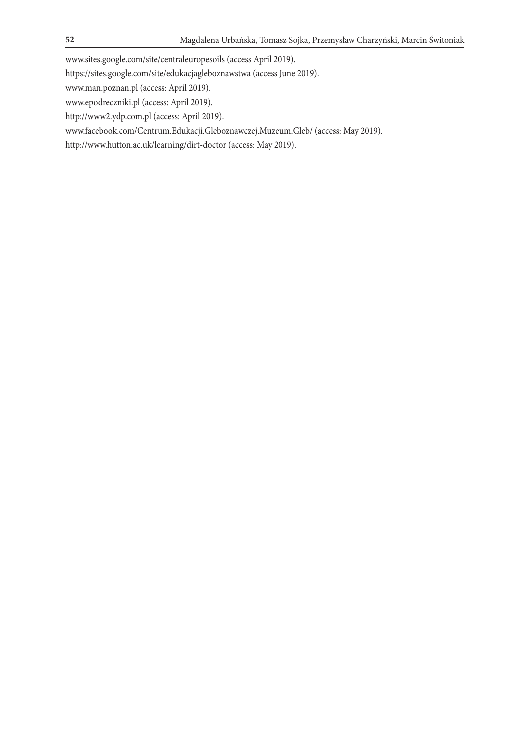www.sites.google.com/site/centraleuropesoils (access April 2019).

https://sites.google.com/site/edukacjagleboznawstwa (access June 2019).

www.man.poznan.pl (access: April 2019).

www.epodreczniki.pl (access: April 2019).

http://www2.ydp.com.pl (access: April 2019).

www.facebook.com/Centrum.Edukacji.Gleboznawczej.Muzeum.Gleb/ (access: May 2019).

http://www.hutton.ac.uk/learning/dirt-doctor (access: May 2019).